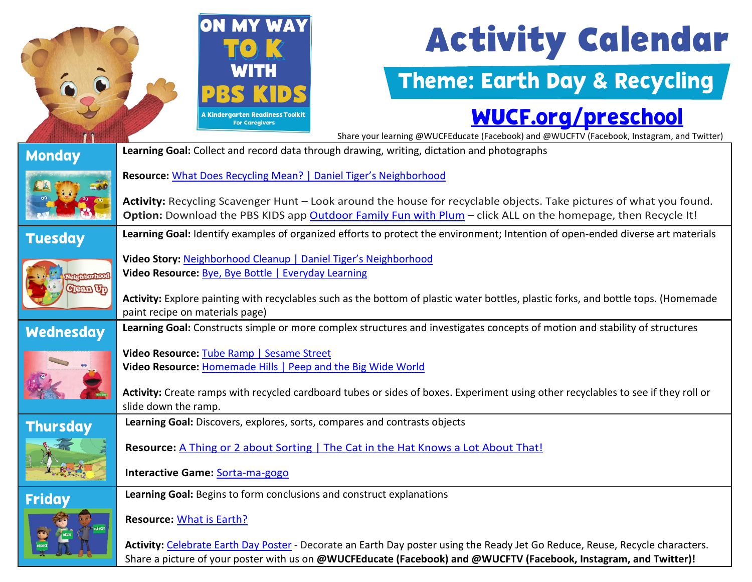# Activity Calendar

**ON MY WAY TO K WITH PBS KIDS** — A Kindergarten Readiness Toolkit For Caregivers

## Theme: Earth Day & Recycling

**WUCF.org/preschool**

Share your learning @WUCFEducate (Facebook) and @WUCFTV (Facebook, Instagram, and Twitter)

## Monday

**Learning Goal:** Collect and record data through drawing, writing, dictation and photographs

**Resource:** What Does Recycling Mean? | Daniel Tiger's Neighborhood

**Activity:** Recycling Scavenger Hunt – Look around the house for recyclable objects. Take pictures of what you found.
**Option:** Download the PBS KIDS app Outdoor Family Fun with Plum – click ALL on the homepage, then Recycle It!

## Tuesday

**Learning Goal:** Identify examples of organized efforts to protect the environment; Intention of open-ended diverse art materials

**Video Story:** Neighborhood Cleanup | Daniel Tiger's Neighborhood
**Video Resource:** Bye, Bye Bottle | Everyday Learning

**Activity:** Explore painting with recyclables such as the bottom of plastic water bottles, plastic forks, and bottle tops. (Homemade paint recipe on materials page)

## Wednesday

**Learning Goal:** Constructs simple or more complex structures and investigates concepts of motion and stability of structures

**Video Resource:** Tube Ramp | Sesame Street
**Video Resource:** Homemade Hills | Peep and the Big Wide World

**Activity:** Create ramps with recycled cardboard tubes or sides of boxes. Experiment using other recyclables to see if they roll or slide down the ramp.

## Thursday

**Learning Goal:** Discovers, explores, sorts, compares and contrasts objects

**Resource:** A Thing or 2 about Sorting | The Cat in the Hat Knows a Lot About That!

**Interactive Game:** Sorta-ma-gogo

## Friday

**Learning Goal:** Begins to form conclusions and construct explanations

**Resource:** What is Earth?

**Activity:** Celebrate Earth Day Poster - Decorate an Earth Day poster using the Ready Jet Go Reduce, Reuse, Recycle characters. Share a picture of your poster with us on **@WUCFEducate (Facebook) and @WUCFTV (Facebook, Instagram, and Twitter)!**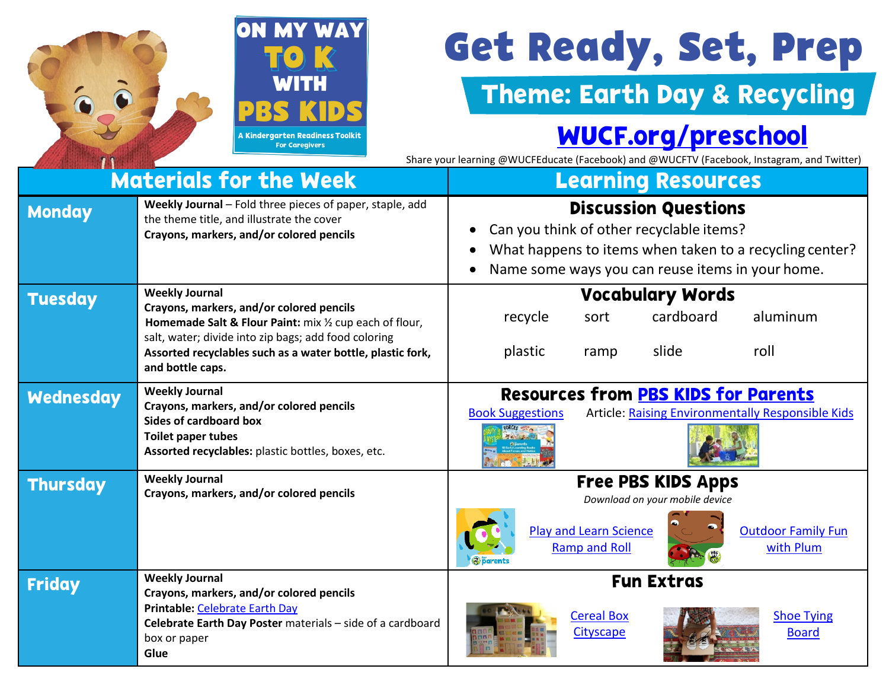ON MY WAY TO K WITH PBS KIDS

A Kindergarten Readiness Toolkit For Caregivers

# Get Ready, Set, Prep

## Theme: Earth Day & Recycling

## WUCF.org/preschool

Share your learning @WUCFEducate (Facebook) and @WUCFTV (Facebook, Instagram, and Twitter)

| Materials for the Week | | Learning Resources |
|---|---|---|
| **Monday** | **Weekly Journal** – Fold three pieces of paper, staple, add the theme title, and illustrate the cover<br>**Crayons, markers, and/or colored pencils** | **Discussion Questions**<br>• Can you think of other recyclable items?<br>• What happens to items when taken to a recycling center?<br>• Name some ways you can reuse items in your home. |
| **Tuesday** | **Weekly Journal**<br>**Crayons, markers, and/or colored pencils**<br>**Homemade Salt & Flour Paint:** mix ½ cup each of flour, salt, water; divide into zip bags; add food coloring<br>**Assorted recyclables such as a water bottle, plastic fork, and bottle caps.** | **Vocabulary Words**<br>recycle, sort, cardboard, aluminum, plastic, ramp, slide, roll |
| **Wednesday** | **Weekly Journal**<br>**Crayons, markers, and/or colored pencils**<br>**Sides of cardboard box**<br>**Toilet paper tubes**<br>**Assorted recyclables:** plastic bottles, boxes, etc. | **Resources from PBS KIDS for Parents**<br>Book Suggestions<br>Article: Raising Environmentally Responsible Kids |
| **Thursday** | **Weekly Journal**<br>**Crayons, markers, and/or colored pencils** | **Free PBS KIDS Apps**<br>*Download on your mobile device*<br>Play and Learn Science Ramp and Roll<br>Outdoor Family Fun with Plum |
| **Friday** | **Weekly Journal**<br>**Crayons, markers, and/or colored pencils**<br>**Printable:** Celebrate Earth Day<br>**Celebrate Earth Day Poster** materials – side of a cardboard box or paper<br>**Glue** | **Fun Extras**<br>Cereal Box Cityscape<br>Shoe Tying Board |